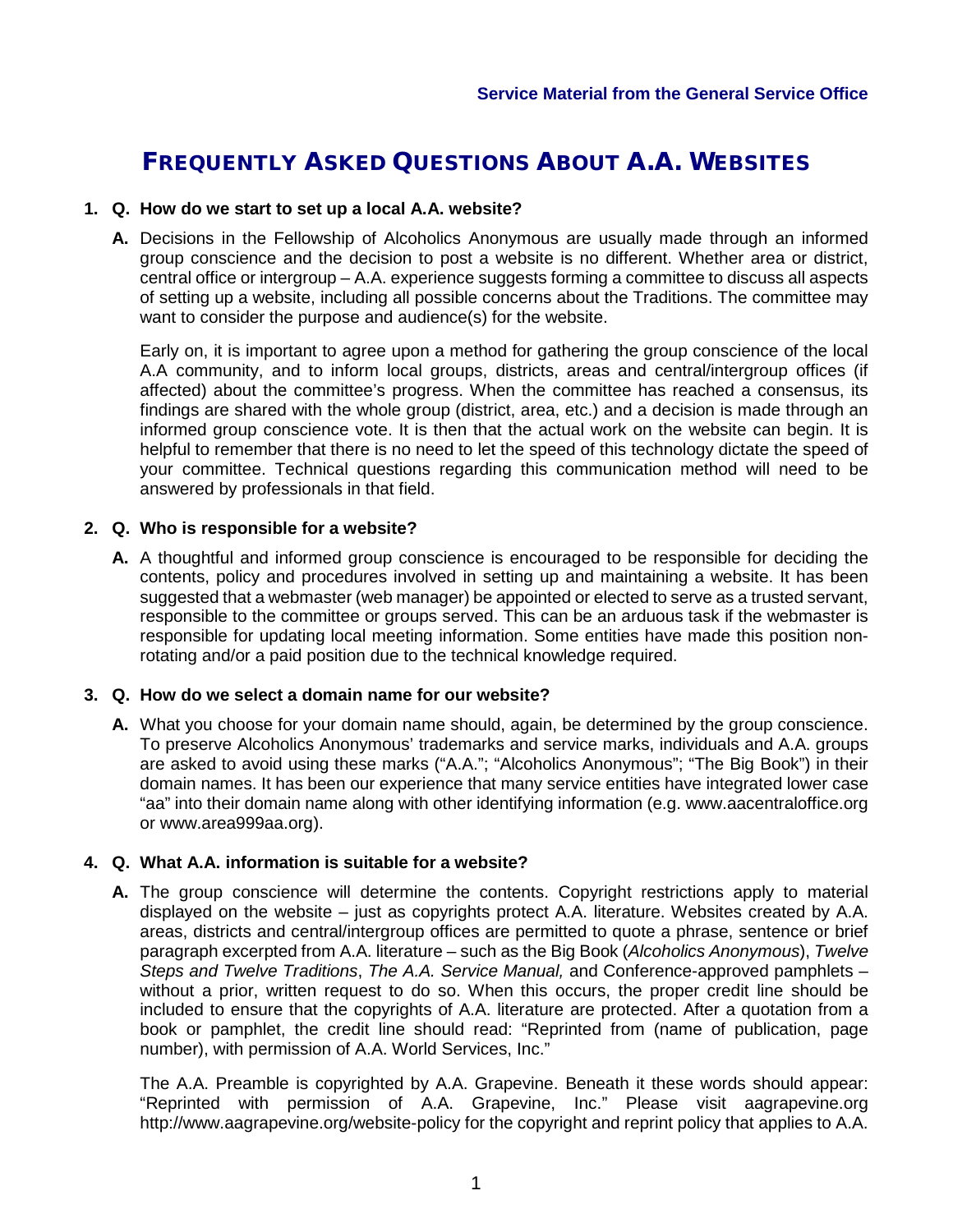**Service Material from the General Service Office**

# FREQUENTLY ASKED QUESTIONS ABOUT A.A. WEBSITES

**1. Q. How do we start to set up a local A.A. website?**

**A.** Decisions in the Fellowship of Alcoholics Anonymous are usually made through an informed group conscience and the decision to post a website is no different. Whether area or district, central office or intergroup – A.A. experience suggests forming a committee to discuss all aspects of setting up a website, including all possible concerns about the Traditions. The committee may want to consider the purpose and audience(s) for the website.

Early on, it is important to agree upon a method for gathering the group conscience of the local A.A community, and to inform local groups, districts, areas and central/intergroup offices (if affected) about the committee's progress. When the committee has reached a consensus, its findings are shared with the whole group (district, area, etc.) and a decision is made through an informed group conscience vote. It is then that the actual work on the website can begin. It is helpful to remember that there is no need to let the speed of this technology dictate the speed of your committee. Technical questions regarding this communication method will need to be answered by professionals in that field.

**2. Q. Who is responsible for a website?**

**A.** A thoughtful and informed group conscience is encouraged to be responsible for deciding the contents, policy and procedures involved in setting up and maintaining a website. It has been suggested that a webmaster (web manager) be appointed or elected to serve as a trusted servant, responsible to the committee or groups served. This can be an arduous task if the webmaster is responsible for updating local meeting information. Some entities have made this position non-rotating and/or a paid position due to the technical knowledge required.

**3. Q. How do we select a domain name for our website?**

**A.** What you choose for your domain name should, again, be determined by the group conscience. To preserve Alcoholics Anonymous' trademarks and service marks, individuals and A.A. groups are asked to avoid using these marks ("A.A."; "Alcoholics Anonymous"; "The Big Book") in their domain names. It has been our experience that many service entities have integrated lower case "aa" into their domain name along with other identifying information (e.g. www.aacentraloffice.org or www.area999aa.org).

**4. Q. What A.A. information is suitable for a website?**

**A.** The group conscience will determine the contents. Copyright restrictions apply to material displayed on the website – just as copyrights protect A.A. literature. Websites created by A.A. areas, districts and central/intergroup offices are permitted to quote a phrase, sentence or brief paragraph excerpted from A.A. literature – such as the Big Book (*Alcoholics Anonymous*), *Twelve Steps and Twelve Traditions*, *The A.A. Service Manual,* and Conference-approved pamphlets – without a prior, written request to do so. When this occurs, the proper credit line should be included to ensure that the copyrights of A.A. literature are protected. After a quotation from a book or pamphlet, the credit line should read: "Reprinted from (name of publication, page number), with permission of A.A. World Services, Inc."

The A.A. Preamble is copyrighted by A.A. Grapevine. Beneath it these words should appear: "Reprinted with permission of A.A. Grapevine, Inc." Please visit aagrapevine.org http://www.aagrapevine.org/website-policy for the copyright and reprint policy that applies to A.A.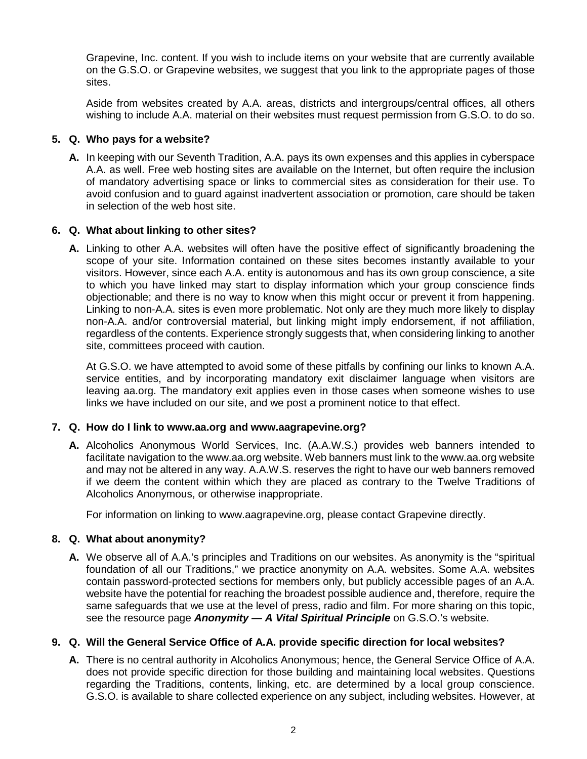Grapevine, Inc. content. If you wish to include items on your website that are currently available on the G.S.O. or Grapevine websites, we suggest that you link to the appropriate pages of those sites.

Aside from websites created by A.A. areas, districts and intergroups/central offices, all others wishing to include A.A. material on their websites must request permission from G.S.O. to do so.

**5. Q. Who pays for a website?**

**A.** In keeping with our Seventh Tradition, A.A. pays its own expenses and this applies in cyberspace A.A. as well. Free web hosting sites are available on the Internet, but often require the inclusion of mandatory advertising space or links to commercial sites as consideration for their use. To avoid confusion and to guard against inadvertent association or promotion, care should be taken in selection of the web host site.

**6. Q. What about linking to other sites?**

**A.** Linking to other A.A. websites will often have the positive effect of significantly broadening the scope of your site. Information contained on these sites becomes instantly available to your visitors. However, since each A.A. entity is autonomous and has its own group conscience, a site to which you have linked may start to display information which your group conscience finds objectionable; and there is no way to know when this might occur or prevent it from happening. Linking to non-A.A. sites is even more problematic. Not only are they much more likely to display non-A.A. and/or controversial material, but linking might imply endorsement, if not affiliation, regardless of the contents. Experience strongly suggests that, when considering linking to another site, committees proceed with caution.

At G.S.O. we have attempted to avoid some of these pitfalls by confining our links to known A.A. service entities, and by incorporating mandatory exit disclaimer language when visitors are leaving aa.org. The mandatory exit applies even in those cases when someone wishes to use links we have included on our site, and we post a prominent notice to that effect.

**7. Q. How do I link to www.aa.org and www.aagrapevine.org?**

**A.** Alcoholics Anonymous World Services, Inc. (A.A.W.S.) provides web banners intended to facilitate navigation to the www.aa.org website. Web banners must link to the www.aa.org website and may not be altered in any way. A.A.W.S. reserves the right to have our web banners removed if we deem the content within which they are placed as contrary to the Twelve Traditions of Alcoholics Anonymous, or otherwise inappropriate.

For information on linking to www.aagrapevine.org, please contact Grapevine directly.

**8. Q. What about anonymity?**

**A.** We observe all of A.A.'s principles and Traditions on our websites. As anonymity is the "spiritual foundation of all our Traditions," we practice anonymity on A.A. websites. Some A.A. websites contain password-protected sections for members only, but publicly accessible pages of an A.A. website have the potential for reaching the broadest possible audience and, therefore, require the same safeguards that we use at the level of press, radio and film. For more sharing on this topic, see the resource page ***Anonymity — A Vital Spiritual Principle*** on G.S.O.'s website.

**9. Q. Will the General Service Office of A.A. provide specific direction for local websites?**

**A.** There is no central authority in Alcoholics Anonymous; hence, the General Service Office of A.A. does not provide specific direction for those building and maintaining local websites. Questions regarding the Traditions, contents, linking, etc. are determined by a local group conscience. G.S.O. is available to share collected experience on any subject, including websites. However, at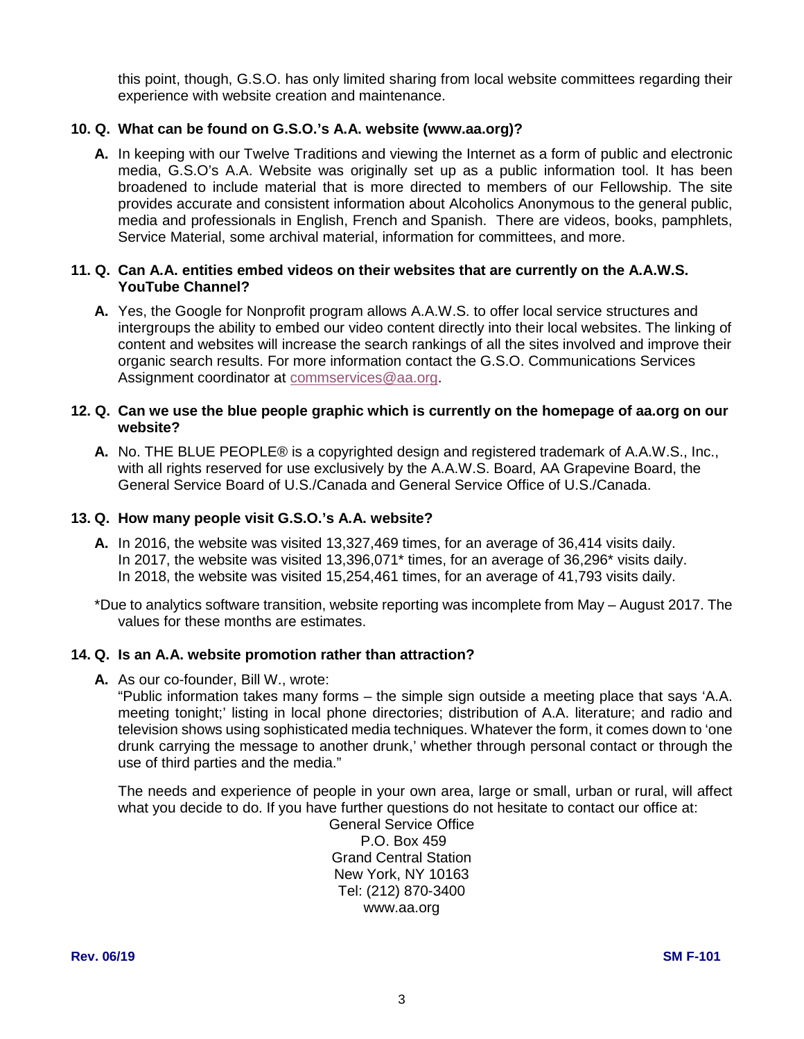this point, though, G.S.O. has only limited sharing from local website committees regarding their experience with website creation and maintenance.

**10. Q. What can be found on G.S.O.'s A.A. website (www.aa.org)?**

**A.** In keeping with our Twelve Traditions and viewing the Internet as a form of public and electronic media, G.S.O's A.A. Website was originally set up as a public information tool. It has been broadened to include material that is more directed to members of our Fellowship. The site provides accurate and consistent information about Alcoholics Anonymous to the general public, media and professionals in English, French and Spanish. There are videos, books, pamphlets, Service Material, some archival material, information for committees, and more.

**11. Q. Can A.A. entities embed videos on their websites that are currently on the A.A.W.S. YouTube Channel?**

**A.** Yes, the Google for Nonprofit program allows A.A.W.S. to offer local service structures and intergroups the ability to embed our video content directly into their local websites. The linking of content and websites will increase the search rankings of all the sites involved and improve their organic search results. For more information contact the G.S.O. Communications Services Assignment coordinator at commservices@aa.org.

**12. Q. Can we use the blue people graphic which is currently on the homepage of aa.org on our website?**

**A.** No. THE BLUE PEOPLE® is a copyrighted design and registered trademark of A.A.W.S., Inc., with all rights reserved for use exclusively by the A.A.W.S. Board, AA Grapevine Board, the General Service Board of U.S./Canada and General Service Office of U.S./Canada.

**13. Q. How many people visit G.S.O.'s A.A. website?**

**A.** In 2016, the website was visited 13,327,469 times, for an average of 36,414 visits daily.
In 2017, the website was visited 13,396,071* times, for an average of 36,296* visits daily.
In 2018, the website was visited 15,254,461 times, for an average of 41,793 visits daily.

*Due to analytics software transition, website reporting was incomplete from May – August 2017. The values for these months are estimates.

**14. Q. Is an A.A. website promotion rather than attraction?**

**A.** As our co-founder, Bill W., wrote:
"Public information takes many forms – the simple sign outside a meeting place that says 'A.A. meeting tonight;' listing in local phone directories; distribution of A.A. literature; and radio and television shows using sophisticated media techniques. Whatever the form, it comes down to 'one drunk carrying the message to another drunk,' whether through personal contact or through the use of third parties and the media."

The needs and experience of people in your own area, large or small, urban or rural, will affect what you decide to do. If you have further questions do not hesitate to contact our office at:

General Service Office
P.O. Box 459
Grand Central Station
New York, NY 10163
Tel: (212) 870-3400
www.aa.org

**Rev. 06/19** **SM F-101**